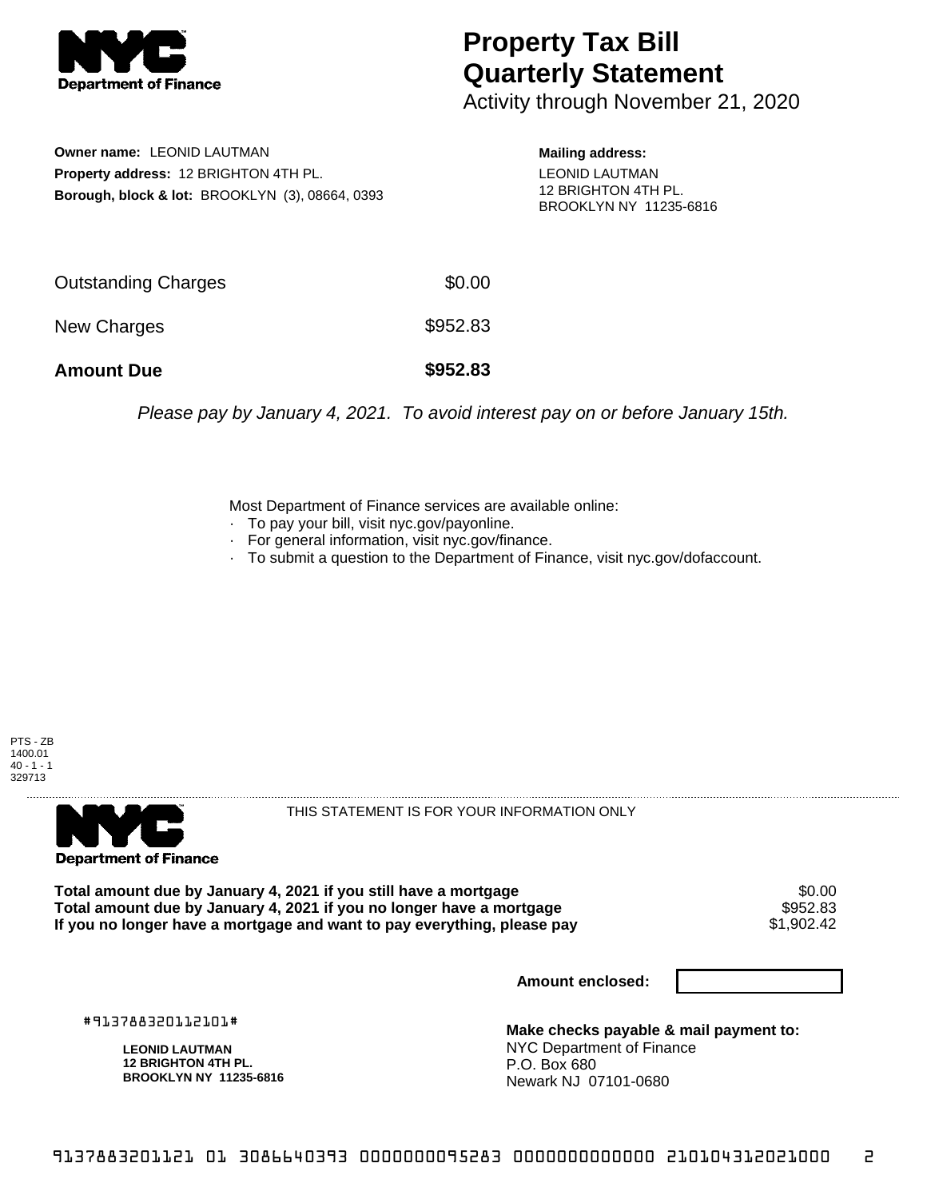# Property Tax Bill Quarterly Statement

Activity through November 21, 2020

**Owner name:** LEONID LAUTMAN
**Property address:** 12 BRIGHTON 4TH PL.
**Borough, block & lot:** BROOKLYN (3), 08664, 0393

**Mailing address:**
LEONID LAUTMAN
12 BRIGHTON 4TH PL.
BROOKLYN NY 11235-6816

| | |
|---|---|
| Outstanding Charges | $0.00 |
| New Charges | $952.83 |
| **Amount Due** | **$952.83** |

*Please pay by January 4, 2021. To avoid interest pay on or before January 15th.*

Most Department of Finance services are available online:
- To pay your bill, visit nyc.gov/payonline.
- For general information, visit nyc.gov/finance.
- To submit a question to the Department of Finance, visit nyc.gov/dofaccount.

PTS - ZB
1400.01
40 - 1 - 1
329713

THIS STATEMENT IS FOR YOUR INFORMATION ONLY

| | |
|---|---|
| **Total amount due by January 4, 2021 if you still have a mortgage** | $0.00 |
| **Total amount due by January 4, 2021 if you no longer have a mortgage** | $952.83 |
| **If you no longer have a mortgage and want to pay everything, please pay** | $1,902.42 |

**Amount enclosed:**

#913788320112101#

**LEONID LAUTMAN**
**12 BRIGHTON 4TH PL.**
**BROOKLYN NY 11235-6816**

**Make checks payable & mail payment to:**
NYC Department of Finance
P.O. Box 680
Newark NJ 07101-0680

9137883201121 01 3086640393 0000000095283 0000000000000 210104312021000 2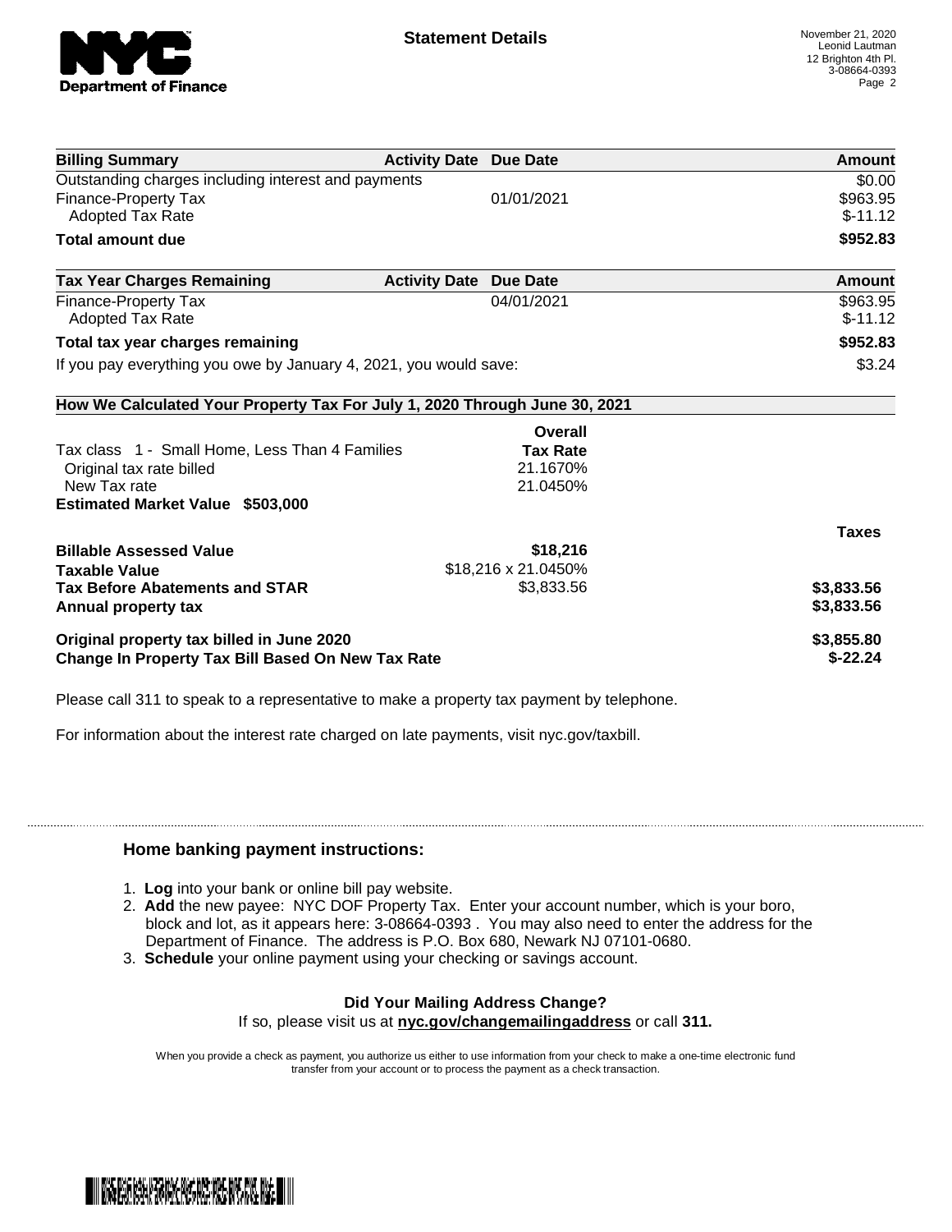# Statement Details

November 21, 2020
Leonid Lautman
12 Brighton 4th Pl.
3-08664-0393

| Billing Summary | Activity Date | Due Date | Amount |
|---|---|---|---|
| Outstanding charges including interest and payments | | | $0.00 |
| Finance-Property Tax | | 01/01/2021 | $963.95 |
| Adopted Tax Rate | | | $-11.12 |
| **Total amount due** | | | **$952.83** |

| Tax Year Charges Remaining | Activity Date | Due Date | Amount |
|---|---|---|---|
| Finance-Property Tax | | 04/01/2021 | $963.95 |
| Adopted Tax Rate | | | $-11.12 |
| **Total tax year charges remaining** | | | **$952.83** |
| If you pay everything you owe by January 4, 2021, you would save: | | | $3.24 |

## How We Calculated Your Property Tax For July 1, 2020 Through June 30, 2021

| | Overall Tax Rate | Taxes |
|---|---|---|
| Tax class 1 - Small Home, Less Than 4 Families | | |
| Original tax rate billed | 21.1670% | |
| New Tax rate | 21.0450% | |
| **Estimated Market Value $503,000** | | |
| **Billable Assessed Value** | **$18,216** | |
| **Taxable Value** | $18,216 x 21.0450% | |
| **Tax Before Abatements and STAR** | $3,833.56 | **$3,833.56** |
| **Annual property tax** | | **$3,833.56** |
| **Original property tax billed in June 2020** | | **$3,855.80** |
| **Change In Property Tax Bill Based On New Tax Rate** | | **$-22.24** |

Please call 311 to speak to a representative to make a property tax payment by telephone.

For information about the interest rate charged on late payments, visit nyc.gov/taxbill.

### Home banking payment instructions:

1. **Log** into your bank or online bill pay website.
2. **Add** the new payee: NYC DOF Property Tax. Enter your account number, which is your boro, block and lot, as it appears here: 3-08664-0393 . You may also need to enter the address for the Department of Finance. The address is P.O. Box 680, Newark NJ 07101-0680.
3. **Schedule** your online payment using your checking or savings account.

**Did Your Mailing Address Change?**
If so, please visit us at **nyc.gov/changemailingaddress** or call **311.**

When you provide a check as payment, you authorize us either to use information from your check to make a one-time electronic fund transfer from your account or to process the payment as a check transaction.